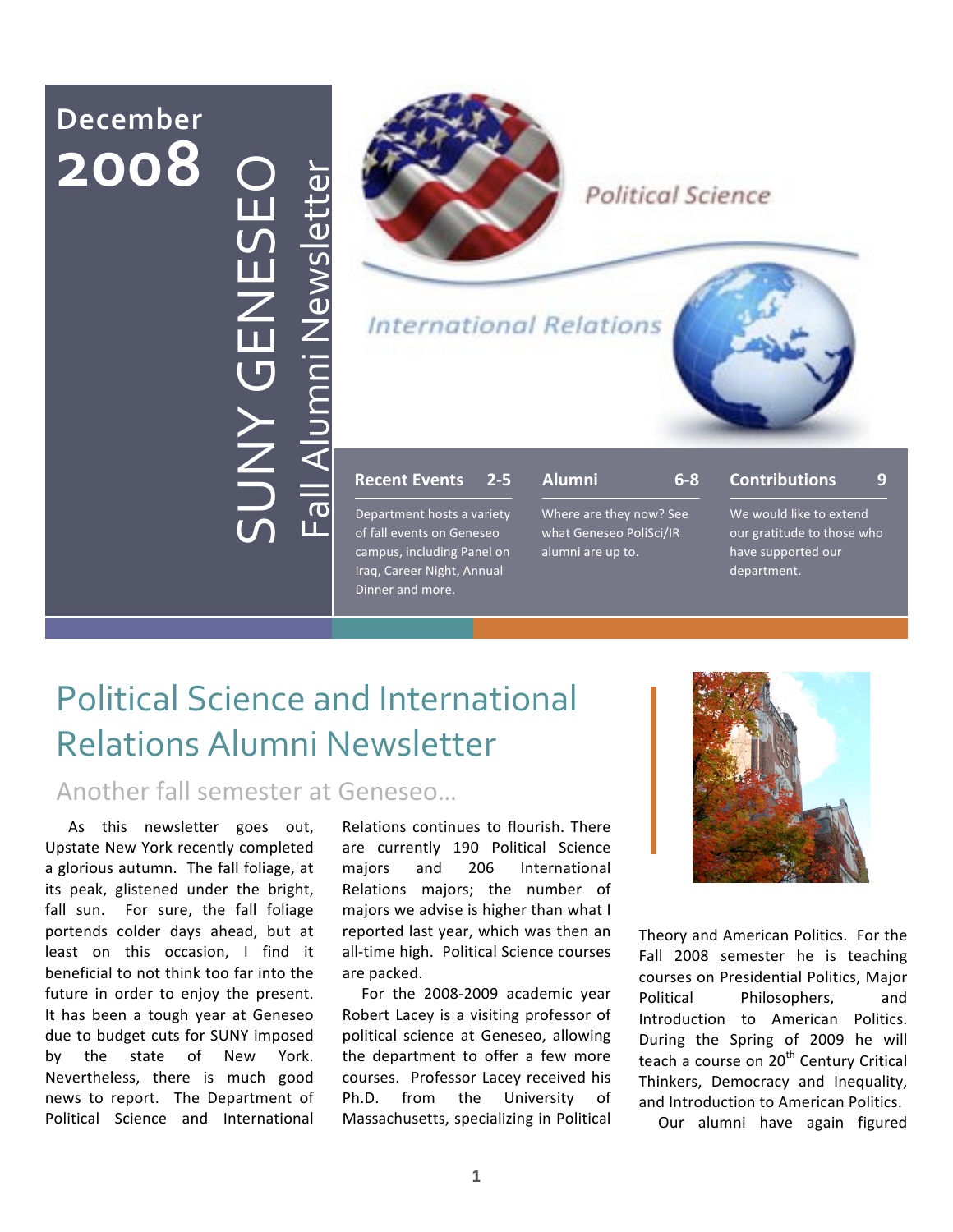December **2008**

# SUNY GENESEO Fall Alumni Newsletter

Political Science

International Relations

**Recent Events 2-5**

Department hosts a variety of fall events on Geneseo campus, including Panel on Iraq, Career Night, Annual Dinner and more.

**Alumni 6-8**

Where are they now? See what Geneseo PoliSci/IR alumni are up to.

**Contributions 9**

We would like to extend our gratitude to those who have supported our department.

# Political Science and International Relations Alumni Newsletter

## Another fall semester at Geneseo…

As this newsletter goes out, Upstate New York recently completed a glorious autumn. The fall foliage, at its peak, glistened under the bright, fall sun. For sure, the fall foliage portends colder days ahead, but at least on this occasion, I find it beneficial to not think too far into the future in order to enjoy the present. It has been a tough year at Geneseo due to budget cuts for SUNY imposed by the state of New York. Nevertheless, there is much good news to report. The Department of Political Science and International Relations continues to flourish. There are currently 190 Political Science majors and 206 International Relations majors; the number of majors we advise is higher than what I reported last year, which was then an all-time high. Political Science courses are packed.

For the 2008-2009 academic year Robert Lacey is a visiting professor of political science at Geneseo, allowing the department to offer a few more courses. Professor Lacey received his Ph.D. from the University of Massachusetts, specializing in Political Theory and American Politics. For the Fall 2008 semester he is teaching courses on Presidential Politics, Major Political Philosophers, and Introduction to American Politics. During the Spring of 2009 he will teach a course on 20th Century Critical Thinkers, Democracy and Inequality, and Introduction to American Politics.

Our alumni have again figured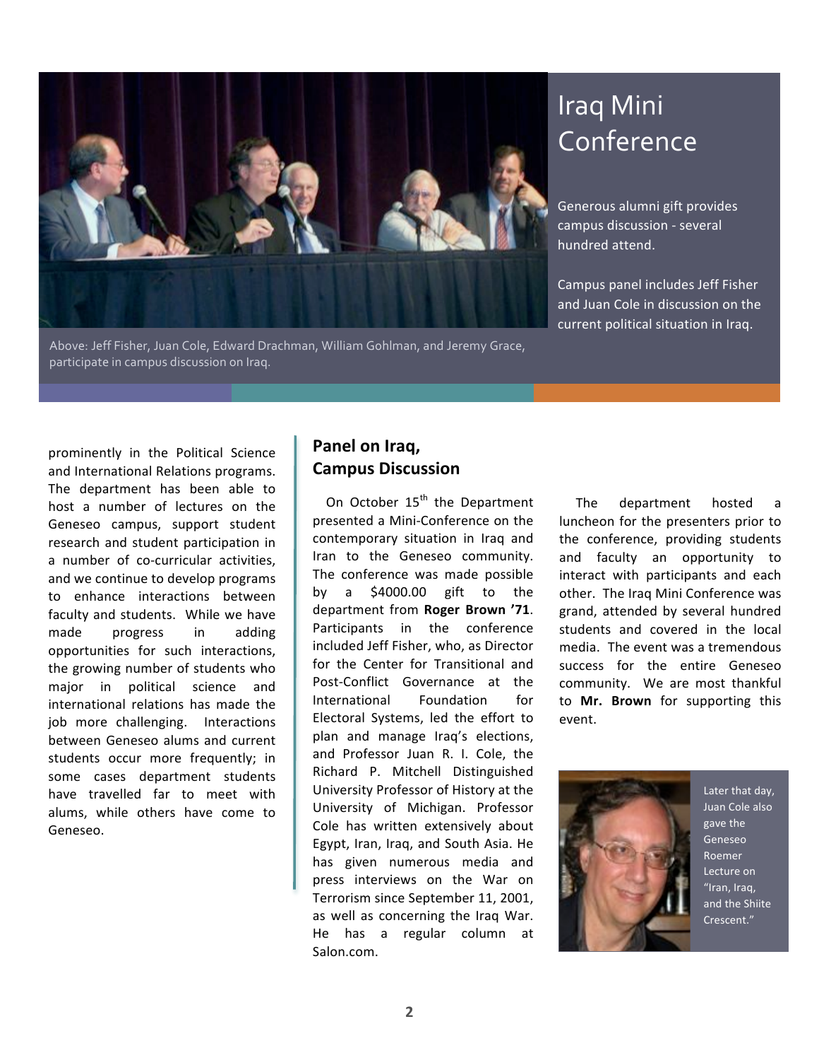# Iraq Mini Conference

Generous alumni gift provides campus discussion - several hundred attend.

Campus panel includes Jeff Fisher and Juan Cole in discussion on the current political situation in Iraq.

Above: Jeff Fisher, Juan Cole, Edward Drachman, William Gohlman, and Jeremy Grace, participate in campus discussion on Iraq.

prominently in the Political Science and International Relations programs. The department has been able to host a number of lectures on the Geneseo campus, support student research and student participation in a number of co-curricular activities, and we continue to develop programs to enhance interactions between faculty and students. While we have made progress in adding opportunities for such interactions, the growing number of students who major in political science and international relations has made the job more challenging. Interactions between Geneseo alums and current students occur more frequently; in some cases department students have travelled far to meet with alums, while others have come to Geneseo.

## Panel on Iraq, Campus Discussion

On October 15th the Department presented a Mini-Conference on the contemporary situation in Iraq and Iran to the Geneseo community. The conference was made possible by a $4000.00 gift to the department from **Roger Brown '71**. Participants in the conference included Jeff Fisher, who, as Director for the Center for Transitional and Post-Conflict Governance at the International Foundation for Electoral Systems, led the effort to plan and manage Iraq's elections, and Professor Juan R. I. Cole, the Richard P. Mitchell Distinguished University Professor of History at the University of Michigan. Professor Cole has written extensively about Egypt, Iran, Iraq, and South Asia. He has given numerous media and press interviews on the War on Terrorism since September 11, 2001, as well as concerning the Iraq War. He has a regular column at Salon.com.

The department hosted a luncheon for the presenters prior to the conference, providing students and faculty an opportunity to interact with participants and each other. The Iraq Mini Conference was grand, attended by several hundred students and covered in the local media. The event was a tremendous success for the entire Geneseo community. We are most thankful to **Mr. Brown** for supporting this event.

Later that day, Juan Cole also gave the Geneseo Roemer Lecture on "Iran, Iraq, and the Shiite Crescent."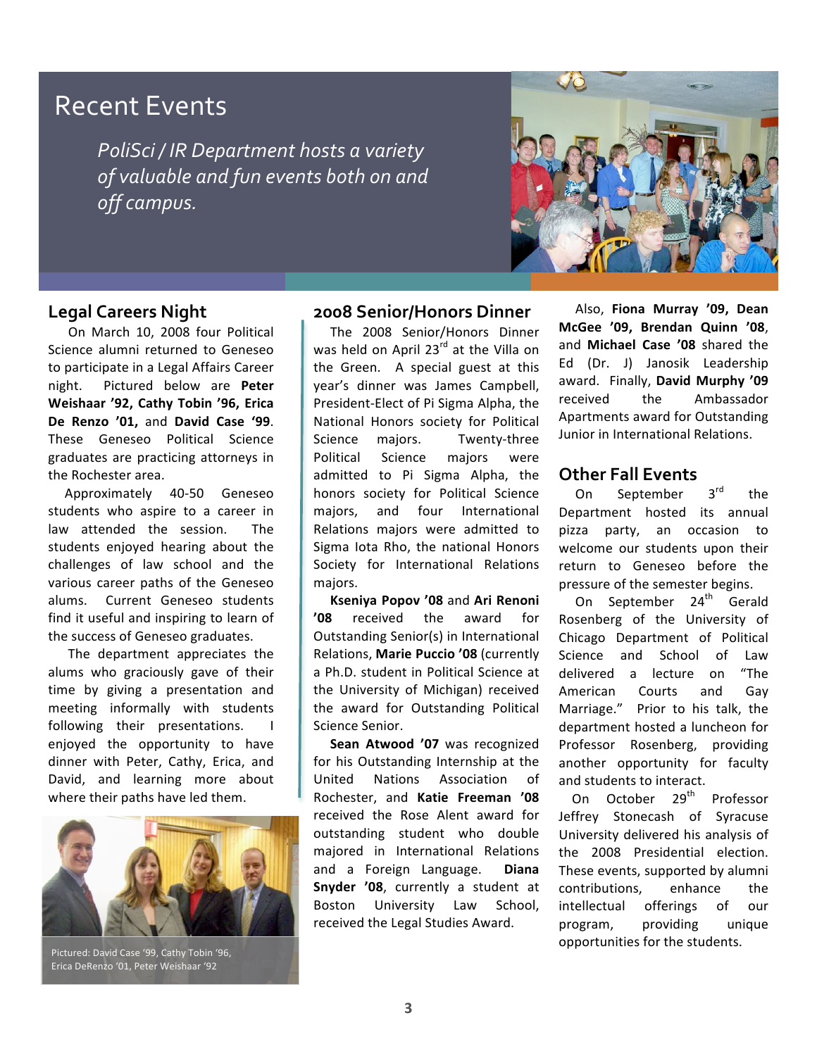# Recent Events

*PoliSci / IR Department hosts a variety of valuable and fun events both on and off campus.*

## Legal Careers Night

On March 10, 2008 four Political Science alumni returned to Geneseo to participate in a Legal Affairs Career night. Pictured below are **Peter Weishaar '92, Cathy Tobin '96, Erica De Renzo '01,** and **David Case '99**. These Geneseo Political Science graduates are practicing attorneys in the Rochester area.

Approximately 40-50 Geneseo students who aspire to a career in law attended the session. The students enjoyed hearing about the challenges of law school and the various career paths of the Geneseo alums. Current Geneseo students find it useful and inspiring to learn of the success of Geneseo graduates.

The department appreciates the alums who graciously gave of their time by giving a presentation and meeting informally with students following their presentations. I enjoyed the opportunity to have dinner with Peter, Cathy, Erica, and David, and learning more about where their paths have led them.

Pictured: David Case '99, Cathy Tobin '96, Erica DeRenzo '01, Peter Weishaar '92

## 2008 Senior/Honors Dinner

The 2008 Senior/Honors Dinner was held on April 23rd at the Villa on the Green. A special guest at this year's dinner was James Campbell, President-Elect of Pi Sigma Alpha, the National Honors society for Political Science majors. Twenty-three Political Science majors were admitted to Pi Sigma Alpha, the honors society for Political Science majors, and four International Relations majors were admitted to Sigma Iota Rho, the national Honors Society for International Relations majors.

**Kseniya Popov '08** and **Ari Renoni '08** received the award for Outstanding Senior(s) in International Relations, **Marie Puccio '08** (currently a Ph.D. student in Political Science at the University of Michigan) received the award for Outstanding Political Science Senior.

**Sean Atwood '07** was recognized for his Outstanding Internship at the United Nations Association of Rochester, and **Katie Freeman '08** received the Rose Alent award for outstanding student who double majored in International Relations and a Foreign Language. **Diana Snyder '08**, currently a student at Boston University Law School, received the Legal Studies Award.

Also, **Fiona Murray '09, Dean McGee '09, Brendan Quinn '08**, and **Michael Case '08** shared the Ed (Dr. J) Janosik Leadership award. Finally, **David Murphy '09** received the Ambassador Apartments award for Outstanding Junior in International Relations.

## Other Fall Events

On September 3rd the Department hosted its annual pizza party, an occasion to welcome our students upon their return to Geneseo before the pressure of the semester begins.

On September 24th Gerald Rosenberg of the University of Chicago Department of Political Science and School of Law delivered a lecture on "The American Courts and Gay Marriage." Prior to his talk, the department hosted a luncheon for Professor Rosenberg, providing another opportunity for faculty and students to interact.

On October 29th Professor Jeffrey Stonecash of Syracuse University delivered his analysis of the 2008 Presidential election. These events, supported by alumni contributions, enhance the intellectual offerings of our program, providing unique opportunities for the students.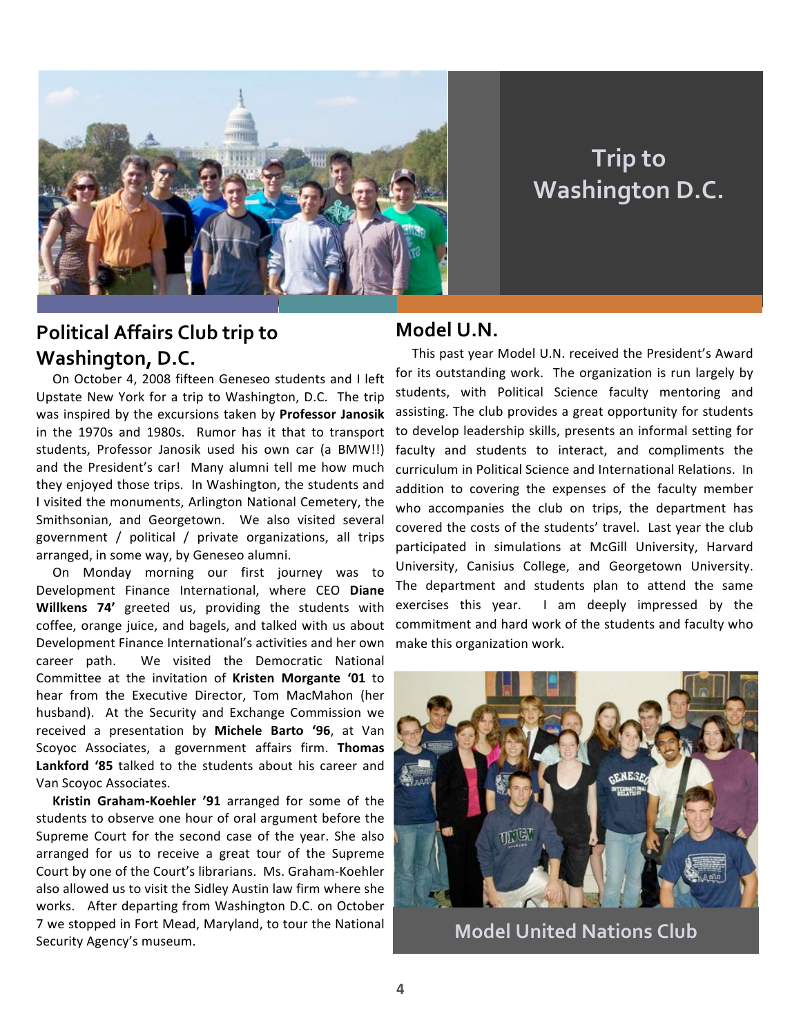# Trip to Washington D.C.

## Political Affairs Club trip to Washington, D.C.

On October 4, 2008 fifteen Geneseo students and I left Upstate New York for a trip to Washington, D.C. The trip was inspired by the excursions taken by **Professor Janosik** in the 1970s and 1980s. Rumor has it that to transport students, Professor Janosik used his own car (a BMW!!) and the President's car! Many alumni tell me how much they enjoyed those trips. In Washington, the students and I visited the monuments, Arlington National Cemetery, the Smithsonian, and Georgetown. We also visited several government / political / private organizations, all trips arranged, in some way, by Geneseo alumni.

On Monday morning our first journey was to Development Finance International, where CEO **Diane Willkens 74'** greeted us, providing the students with coffee, orange juice, and bagels, and talked with us about Development Finance International's activities and her own career path. We visited the Democratic National Committee at the invitation of **Kristen Morgante '01** to hear from the Executive Director, Tom MacMahon (her husband). At the Security and Exchange Commission we received a presentation by **Michele Barto '96**, at Van Scoyoc Associates, a government affairs firm. **Thomas Lankford '85** talked to the students about his career and Van Scoyoc Associates.

**Kristin Graham-Koehler '91** arranged for some of the students to observe one hour of oral argument before the Supreme Court for the second case of the year. She also arranged for us to receive a great tour of the Supreme Court by one of the Court's librarians. Ms. Graham-Koehler also allowed us to visit the Sidley Austin law firm where she works. After departing from Washington D.C. on October 7 we stopped in Fort Mead, Maryland, to tour the National Security Agency's museum.

## Model U.N.

This past year Model U.N. received the President's Award for its outstanding work. The organization is run largely by students, with Political Science faculty mentoring and assisting. The club provides a great opportunity for students to develop leadership skills, presents an informal setting for faculty and students to interact, and compliments the curriculum in Political Science and International Relations. In addition to covering the expenses of the faculty member who accompanies the club on trips, the department has covered the costs of the students' travel. Last year the club participated in simulations at McGill University, Harvard University, Canisius College, and Georgetown University. The department and students plan to attend the same exercises this year. I am deeply impressed by the commitment and hard work of the students and faculty who make this organization work.

Model United Nations Club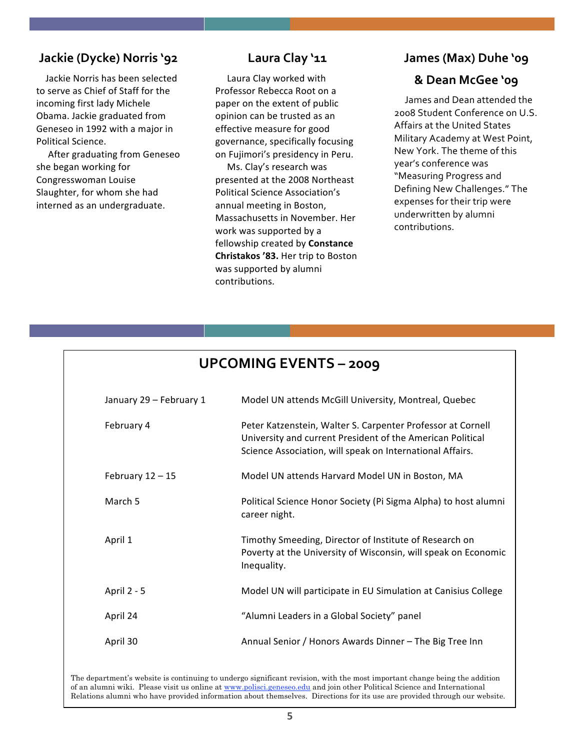## Jackie (Dycke) Norris '92

Jackie Norris has been selected to serve as Chief of Staff for the incoming first lady Michele Obama. Jackie graduated from Geneseo in 1992 with a major in Political Science.

After graduating from Geneseo she began working for Congresswoman Louise Slaughter, for whom she had interned as an undergraduate.

## Laura Clay '11

Laura Clay worked with Professor Rebecca Root on a paper on the extent of public opinion can be trusted as an effective measure for good governance, specifically focusing on Fujimori's presidency in Peru.

Ms. Clay's research was presented at the 2008 Northeast Political Science Association's annual meeting in Boston, Massachusetts in November. Her work was supported by a fellowship created by **Constance Christakos '83.** Her trip to Boston was supported by alumni contributions.

## James (Max) Duhe '09 & Dean McGee '09

James and Dean attended the 2008 Student Conference on U.S. Affairs at the United States Military Academy at West Point, New York. The theme of this year's conference was "Measuring Progress and Defining New Challenges." The expenses for their trip were underwritten by alumni contributions.

## UPCOMING EVENTS – 2009

| Date | Event |
|---|---|
| January 29 – February 1 | Model UN attends McGill University, Montreal, Quebec |
| February 4 | Peter Katzenstein, Walter S. Carpenter Professor at Cornell University and current President of the American Political Science Association, will speak on International Affairs. |
| February 12 – 15 | Model UN attends Harvard Model UN in Boston, MA |
| March 5 | Political Science Honor Society (Pi Sigma Alpha) to host alumni career night. |
| April 1 | Timothy Smeeding, Director of Institute of Research on Poverty at the University of Wisconsin, will speak on Economic Inequality. |
| April 2 - 5 | Model UN will participate in EU Simulation at Canisius College |
| April 24 | "Alumni Leaders in a Global Society" panel |
| April 30 | Annual Senior / Honors Awards Dinner – The Big Tree Inn |

The department's website is continuing to undergo significant revision, with the most important change being the addition of an alumni wiki. Please visit us online at www.polisci.geneseo.edu and join other Political Science and International Relations alumni who have provided information about themselves. Directions for its use are provided through our website.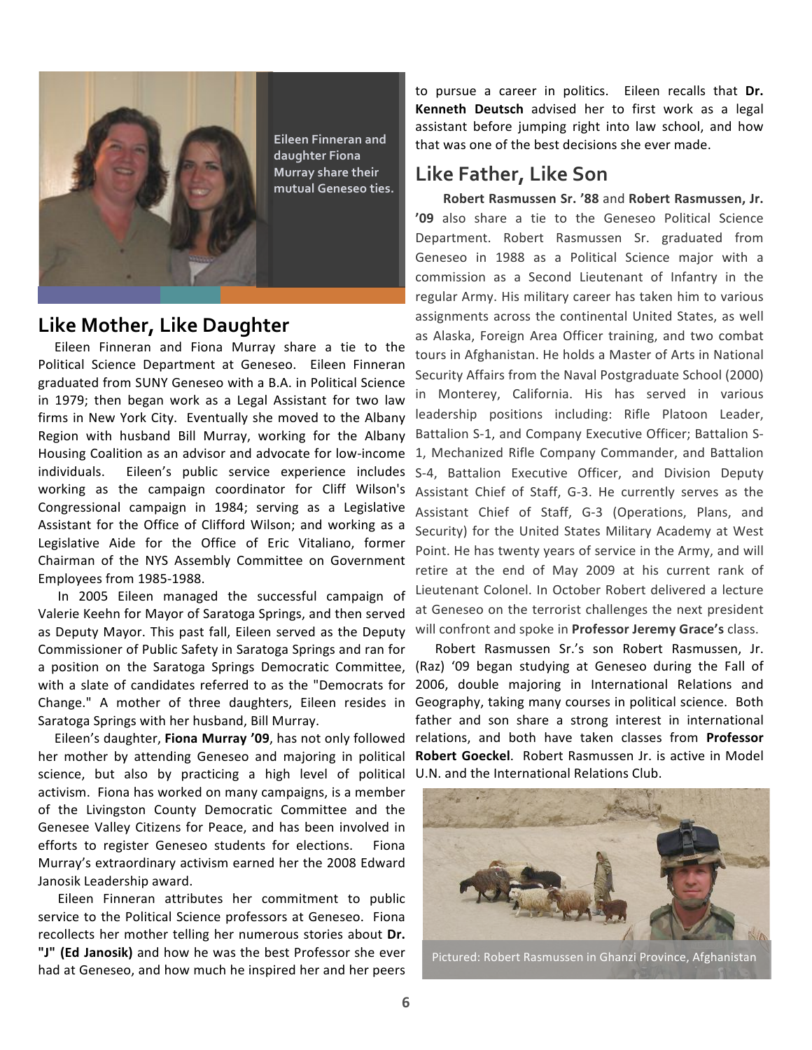Eileen Finneran and daughter Fiona Murray share their mutual Geneseo ties.

## Like Mother, Like Daughter

Eileen Finneran and Fiona Murray share a tie to the Political Science Department at Geneseo. Eileen Finneran graduated from SUNY Geneseo with a B.A. in Political Science in 1979; then began work as a Legal Assistant for two law firms in New York City. Eventually she moved to the Albany Region with husband Bill Murray, working for the Albany Housing Coalition as an advisor and advocate for low-income individuals. Eileen's public service experience includes working as the campaign coordinator for Cliff Wilson's Congressional campaign in 1984; serving as a Legislative Assistant for the Office of Clifford Wilson; and working as a Legislative Aide for the Office of Eric Vitaliano, former Chairman of the NYS Assembly Committee on Government Employees from 1985-1988.

In 2005 Eileen managed the successful campaign of Valerie Keehn for Mayor of Saratoga Springs, and then served as Deputy Mayor. This past fall, Eileen served as the Deputy Commissioner of Public Safety in Saratoga Springs and ran for a position on the Saratoga Springs Democratic Committee, with a slate of candidates referred to as the "Democrats for Change." A mother of three daughters, Eileen resides in Saratoga Springs with her husband, Bill Murray.

Eileen's daughter, **Fiona Murray '09**, has not only followed her mother by attending Geneseo and majoring in political science, but also by practicing a high level of political activism. Fiona has worked on many campaigns, is a member of the Livingston County Democratic Committee and the Genesee Valley Citizens for Peace, and has been involved in efforts to register Geneseo students for elections. Fiona Murray's extraordinary activism earned her the 2008 Edward Janosik Leadership award.

Eileen Finneran attributes her commitment to public service to the Political Science professors at Geneseo. Fiona recollects her mother telling her numerous stories about **Dr. "J" (Ed Janosik)** and how he was the best Professor she ever had at Geneseo, and how much he inspired her and her peers to pursue a career in politics. Eileen recalls that **Dr. Kenneth Deutsch** advised her to first work as a legal assistant before jumping right into law school, and how that was one of the best decisions she ever made.

## Like Father, Like Son

**Robert Rasmussen Sr. '88** and **Robert Rasmussen, Jr. '09** also share a tie to the Geneseo Political Science Department. Robert Rasmussen Sr. graduated from Geneseo in 1988 as a Political Science major with a commission as a Second Lieutenant of Infantry in the regular Army. His military career has taken him to various assignments across the continental United States, as well as Alaska, Foreign Area Officer training, and two combat tours in Afghanistan. He holds a Master of Arts in National Security Affairs from the Naval Postgraduate School (2000) in Monterey, California. His has served in various leadership positions including: Rifle Platoon Leader, Battalion S-1, and Company Executive Officer; Battalion S-1, Mechanized Rifle Company Commander, and Battalion S-4, Battalion Executive Officer, and Division Deputy Assistant Chief of Staff, G-3. He currently serves as the Assistant Chief of Staff, G-3 (Operations, Plans, and Security) for the United States Military Academy at West Point. He has twenty years of service in the Army, and will retire at the end of May 2009 at his current rank of Lieutenant Colonel. In October Robert delivered a lecture at Geneseo on the terrorist challenges the next president will confront and spoke in **Professor Jeremy Grace's** class.

Robert Rasmussen Sr.'s son Robert Rasmussen, Jr. (Raz) '09 began studying at Geneseo during the Fall of 2006, double majoring in International Relations and Geography, taking many courses in political science. Both father and son share a strong interest in international relations, and both have taken classes from **Professor Robert Goeckel**. Robert Rasmussen Jr. is active in Model U.N. and the International Relations Club.

Pictured: Robert Rasmussen in Ghanzi Province, Afghanistan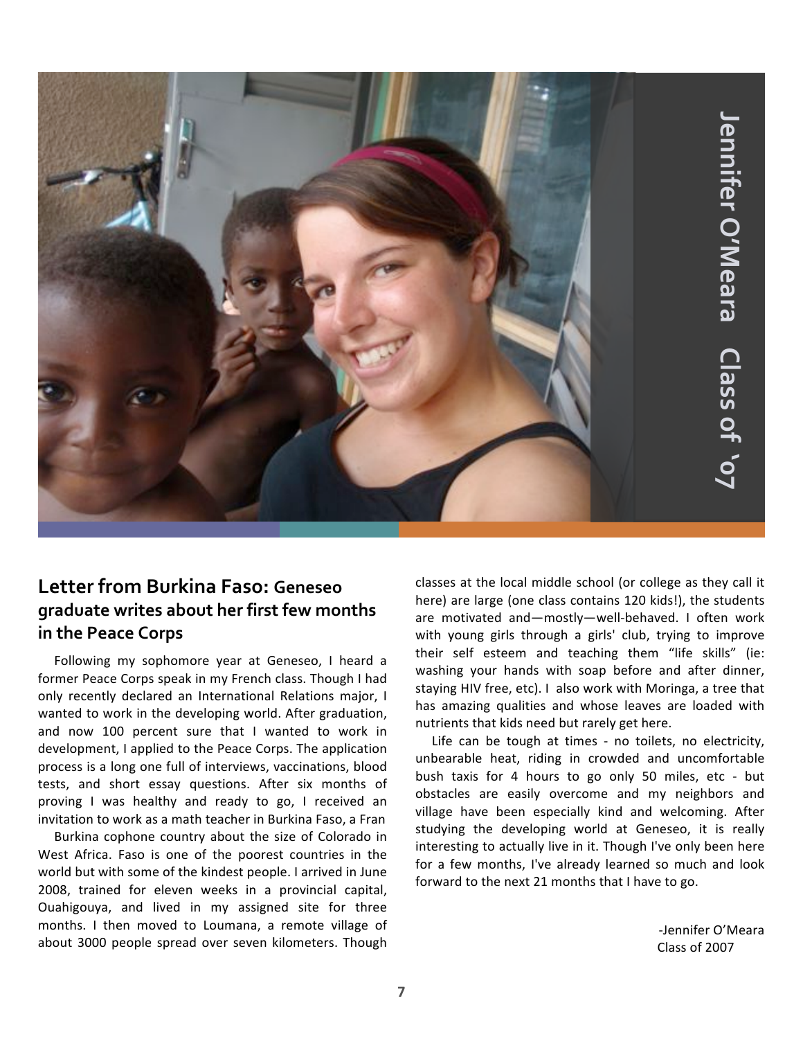Jennifer O'Meara Class of '07

## Letter from Burkina Faso: Geneseo graduate writes about her first few months in the Peace Corps

Following my sophomore year at Geneseo, I heard a former Peace Corps speak in my French class. Though I had only recently declared an International Relations major, I wanted to work in the developing world. After graduation, and now 100 percent sure that I wanted to work in development, I applied to the Peace Corps. The application process is a long one full of interviews, vaccinations, blood tests, and short essay questions. After six months of proving I was healthy and ready to go, I received an invitation to work as a math teacher in Burkina Faso, a Fran

Burkina cophone country about the size of Colorado in West Africa. Faso is one of the poorest countries in the world but with some of the kindest people. I arrived in June 2008, trained for eleven weeks in a provincial capital, Ouahigouya, and lived in my assigned site for three months. I then moved to Loumana, a remote village of about 3000 people spread over seven kilometers. Though classes at the local middle school (or college as they call it here) are large (one class contains 120 kids!), the students are motivated and—mostly—well-behaved. I often work with young girls through a girls' club, trying to improve their self esteem and teaching them "life skills" (ie: washing your hands with soap before and after dinner, staying HIV free, etc). I also work with Moringa, a tree that has amazing qualities and whose leaves are loaded with nutrients that kids need but rarely get here.

Life can be tough at times - no toilets, no electricity, unbearable heat, riding in crowded and uncomfortable bush taxis for 4 hours to go only 50 miles, etc - but obstacles are easily overcome and my neighbors and village have been especially kind and welcoming. After studying the developing world at Geneseo, it is really interesting to actually live in it. Though I've only been here for a few months, I've already learned so much and look forward to the next 21 months that I have to go.

-Jennifer O'Meara
Class of 2007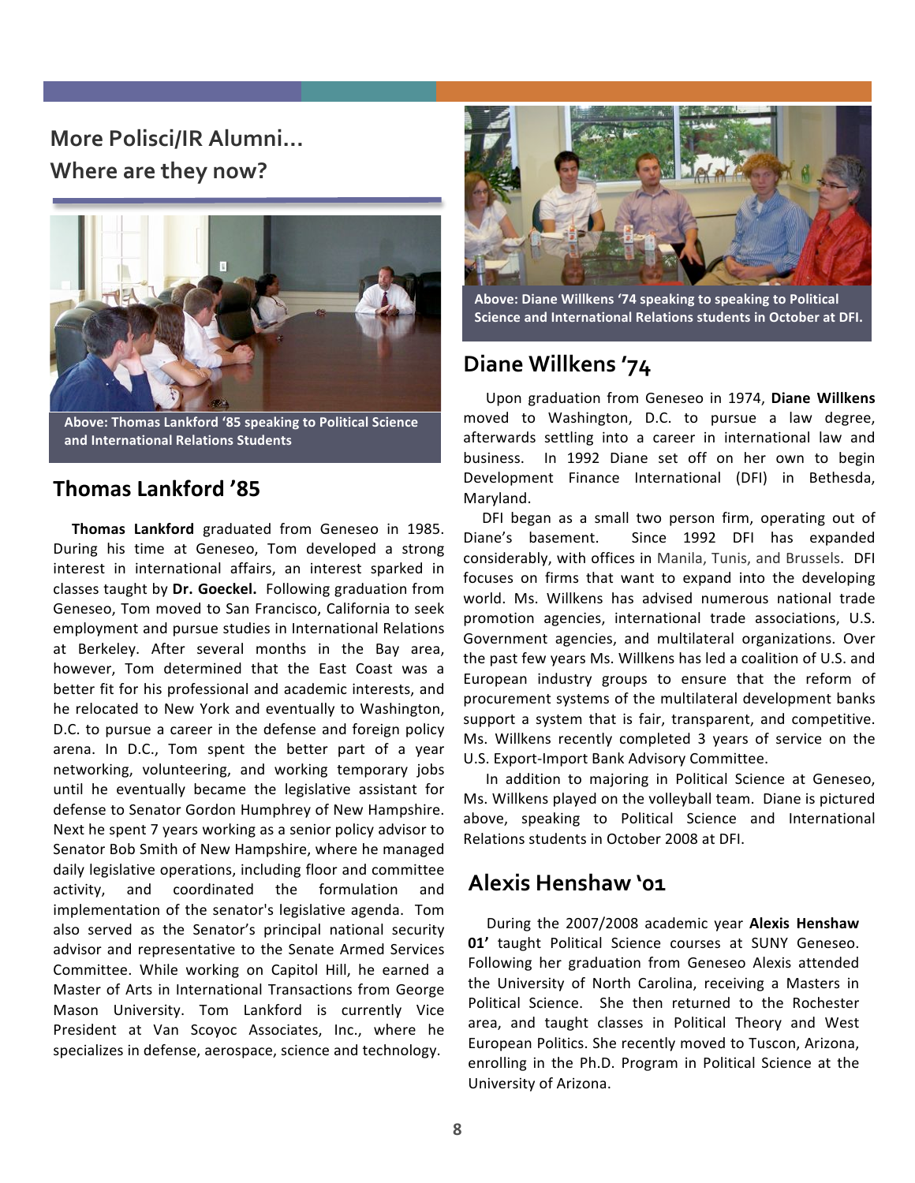## More Polisci/IR Alumni… Where are they now?

Above: Thomas Lankford '85 speaking to Political Science and International Relations Students

### Thomas Lankford '85

**Thomas Lankford** graduated from Geneseo in 1985. During his time at Geneseo, Tom developed a strong interest in international affairs, an interest sparked in classes taught by **Dr. Goeckel.** Following graduation from Geneseo, Tom moved to San Francisco, California to seek employment and pursue studies in International Relations at Berkeley. After several months in the Bay area, however, Tom determined that the East Coast was a better fit for his professional and academic interests, and he relocated to New York and eventually to Washington, D.C. to pursue a career in the defense and foreign policy arena. In D.C., Tom spent the better part of a year networking, volunteering, and working temporary jobs until he eventually became the legislative assistant for defense to Senator Gordon Humphrey of New Hampshire. Next he spent 7 years working as a senior policy advisor to Senator Bob Smith of New Hampshire, where he managed daily legislative operations, including floor and committee activity, and coordinated the formulation and implementation of the senator's legislative agenda. Tom also served as the Senator's principal national security advisor and representative to the Senate Armed Services Committee. While working on Capitol Hill, he earned a Master of Arts in International Transactions from George Mason University. Tom Lankford is currently Vice President at Van Scoyoc Associates, Inc., where he specializes in defense, aerospace, science and technology.

Above: Diane Willkens '74 speaking to speaking to Political Science and International Relations students in October at DFI.

### Diane Willkens '74

Upon graduation from Geneseo in 1974, **Diane Willkens** moved to Washington, D.C. to pursue a law degree, afterwards settling into a career in international law and business. In 1992 Diane set off on her own to begin Development Finance International (DFI) in Bethesda, Maryland.

DFI began as a small two person firm, operating out of Diane's basement. Since 1992 DFI has expanded considerably, with offices in Manila, Tunis, and Brussels. DFI focuses on firms that want to expand into the developing world. Ms. Willkens has advised numerous national trade promotion agencies, international trade associations, U.S. Government agencies, and multilateral organizations. Over the past few years Ms. Willkens has led a coalition of U.S. and European industry groups to ensure that the reform of procurement systems of the multilateral development banks support a system that is fair, transparent, and competitive. Ms. Willkens recently completed 3 years of service on the U.S. Export-Import Bank Advisory Committee.

In addition to majoring in Political Science at Geneseo, Ms. Willkens played on the volleyball team. Diane is pictured above, speaking to Political Science and International Relations students in October 2008 at DFI.

### Alexis Henshaw '01

During the 2007/2008 academic year **Alexis Henshaw 01'** taught Political Science courses at SUNY Geneseo. Following her graduation from Geneseo Alexis attended the University of North Carolina, receiving a Masters in Political Science. She then returned to the Rochester area, and taught classes in Political Theory and West European Politics. She recently moved to Tuscon, Arizona, enrolling in the Ph.D. Program in Political Science at the University of Arizona.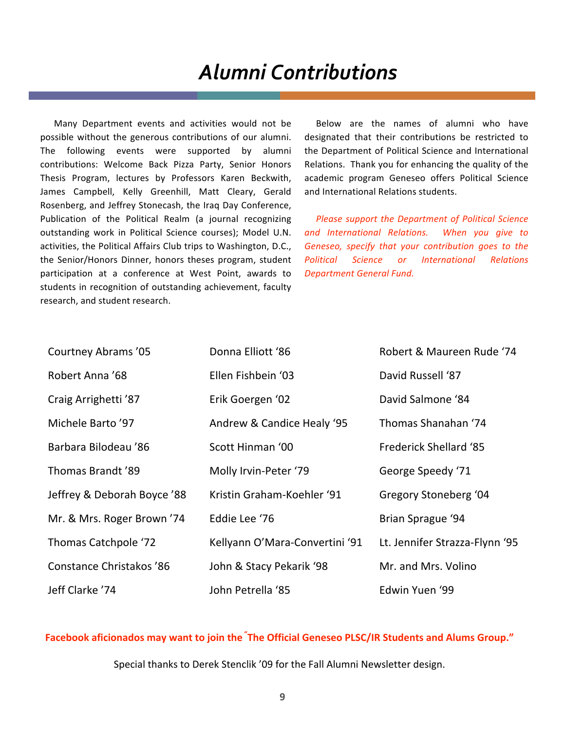# Alumni Contributions

Many Department events and activities would not be possible without the generous contributions of our alumni. The following events were supported by alumni contributions: Welcome Back Pizza Party, Senior Honors Thesis Program, lectures by Professors Karen Beckwith, James Campbell, Kelly Greenhill, Matt Cleary, Gerald Rosenberg, and Jeffrey Stonecash, the Iraq Day Conference, Publication of the Political Realm (a journal recognizing outstanding work in Political Science courses); Model U.N. activities, the Political Affairs Club trips to Washington, D.C., the Senior/Honors Dinner, honors theses program, student participation at a conference at West Point, awards to students in recognition of outstanding achievement, faculty research, and student research.

Below are the names of alumni who have designated that their contributions be restricted to the Department of Political Science and International Relations. Thank you for enhancing the quality of the academic program Geneseo offers Political Science and International Relations students.

*Please support the Department of Political Science and International Relations. When you give to Geneseo, specify that your contribution goes to the Political Science or International Relations Department General Fund.*

Courtney Abrams '05
Robert Anna '68
Craig Arrighetti '87
Michele Barto '97
Barbara Bilodeau '86
Thomas Brandt '89
Jeffrey & Deborah Boyce '88
Mr. & Mrs. Roger Brown '74
Thomas Catchpole '72
Constance Christakos '86
Jeff Clarke '74
Donna Elliott '86
Ellen Fishbein '03
Erik Goergen '02
Andrew & Candice Healy '95
Scott Hinman '00
Molly Irvin-Peter '79
Kristin Graham-Koehler '91
Eddie Lee '76
Kellyann O'Mara-Convertini '91
John & Stacy Pekarik '98
John Petrella '85
Robert & Maureen Rude '74
David Russell '87
David Salmone '84
Thomas Shanahan '74
Frederick Shellard '85
George Speedy '71
Gregory Stoneberg '04
Brian Sprague '94
Lt. Jennifer Strazza-Flynn '95
Mr. and Mrs. Volino
Edwin Yuen '99

**Facebook aficionados may want to join the "The Official Geneseo PLSC/IR Students and Alums Group."**

Special thanks to Derek Stenclik '09 for the Fall Alumni Newsletter design.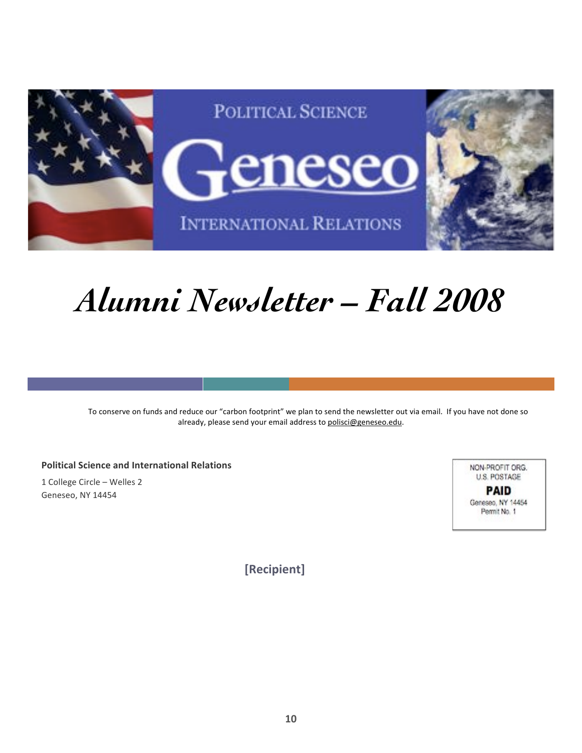POLITICAL SCIENCE

Geneseo

INTERNATIONAL RELATIONS

# *Alumni Newsletter – Fall 2008*

To conserve on funds and reduce our "carbon footprint" we plan to send the newsletter out via email. If you have not done so already, please send your email address to polisci@geneseo.edu.

**Political Science and International Relations**

1 College Circle – Welles 2
Geneseo, NY 14454

NON-PROFIT ORG.
U.S. POSTAGE
**PAID**
Geneseo, NY 14454
Permit No. 1

**[Recipient]**